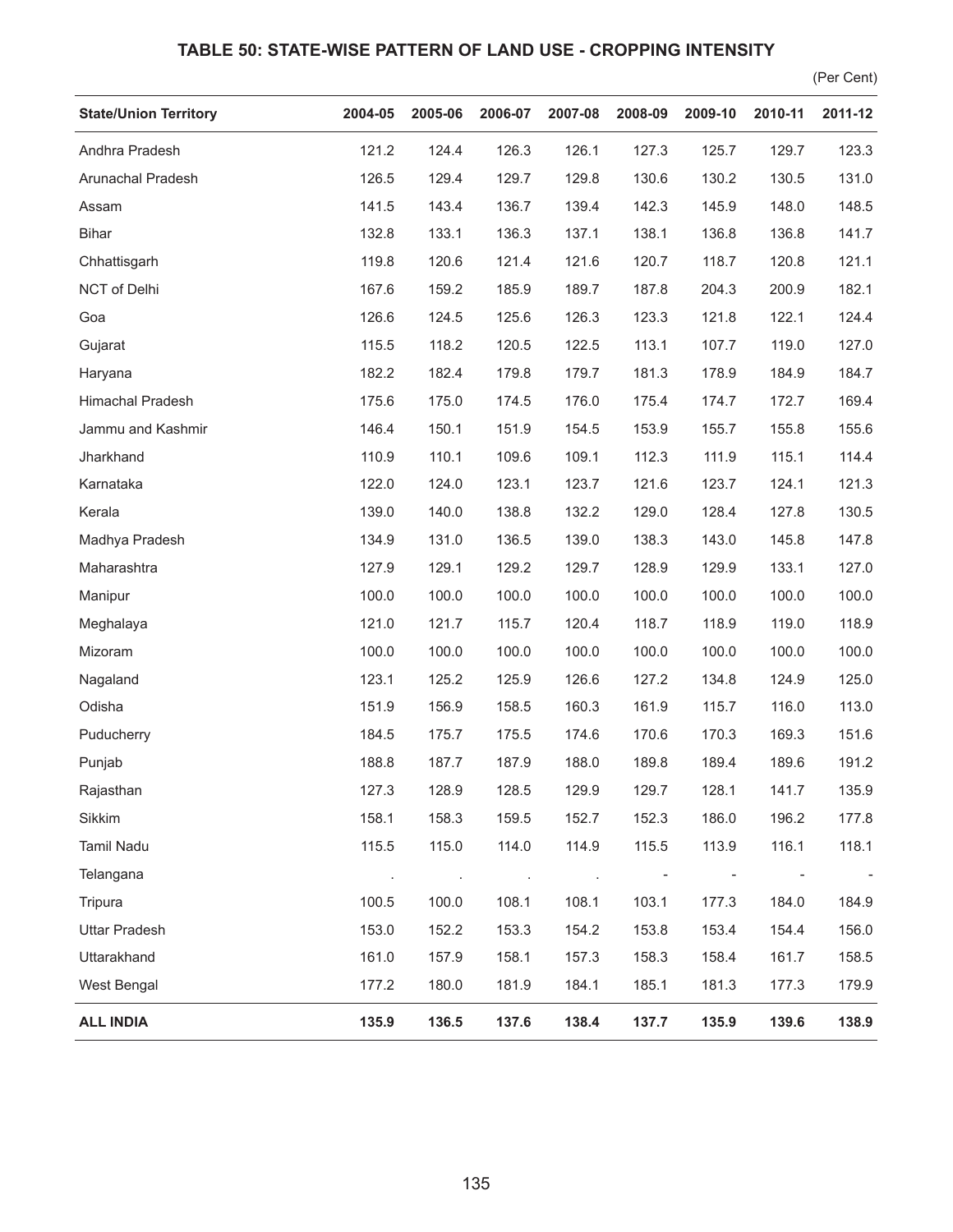## TABLE 50: STATE-WISE PATTERN OF LAND USE - CROPPING INTENSITY

(Per Cent)

| State/Union Territory | 2004-05 | 2005-06 | 2006-07 | 2007-08 | 2008-09 | 2009-10 | 2010-11 | 2011-12 |
|---|---|---|---|---|---|---|---|---|
| Andhra Pradesh | 121.2 | 124.4 | 126.3 | 126.1 | 127.3 | 125.7 | 129.7 | 123.3 |
| Arunachal Pradesh | 126.5 | 129.4 | 129.7 | 129.8 | 130.6 | 130.2 | 130.5 | 131.0 |
| Assam | 141.5 | 143.4 | 136.7 | 139.4 | 142.3 | 145.9 | 148.0 | 148.5 |
| Bihar | 132.8 | 133.1 | 136.3 | 137.1 | 138.1 | 136.8 | 136.8 | 141.7 |
| Chhattisgarh | 119.8 | 120.6 | 121.4 | 121.6 | 120.7 | 118.7 | 120.8 | 121.1 |
| NCT of Delhi | 167.6 | 159.2 | 185.9 | 189.7 | 187.8 | 204.3 | 200.9 | 182.1 |
| Goa | 126.6 | 124.5 | 125.6 | 126.3 | 123.3 | 121.8 | 122.1 | 124.4 |
| Gujarat | 115.5 | 118.2 | 120.5 | 122.5 | 113.1 | 107.7 | 119.0 | 127.0 |
| Haryana | 182.2 | 182.4 | 179.8 | 179.7 | 181.3 | 178.9 | 184.9 | 184.7 |
| Himachal Pradesh | 175.6 | 175.0 | 174.5 | 176.0 | 175.4 | 174.7 | 172.7 | 169.4 |
| Jammu and Kashmir | 146.4 | 150.1 | 151.9 | 154.5 | 153.9 | 155.7 | 155.8 | 155.6 |
| Jharkhand | 110.9 | 110.1 | 109.6 | 109.1 | 112.3 | 111.9 | 115.1 | 114.4 |
| Karnataka | 122.0 | 124.0 | 123.1 | 123.7 | 121.6 | 123.7 | 124.1 | 121.3 |
| Kerala | 139.0 | 140.0 | 138.8 | 132.2 | 129.0 | 128.4 | 127.8 | 130.5 |
| Madhya Pradesh | 134.9 | 131.0 | 136.5 | 139.0 | 138.3 | 143.0 | 145.8 | 147.8 |
| Maharashtra | 127.9 | 129.1 | 129.2 | 129.7 | 128.9 | 129.9 | 133.1 | 127.0 |
| Manipur | 100.0 | 100.0 | 100.0 | 100.0 | 100.0 | 100.0 | 100.0 | 100.0 |
| Meghalaya | 121.0 | 121.7 | 115.7 | 120.4 | 118.7 | 118.9 | 119.0 | 118.9 |
| Mizoram | 100.0 | 100.0 | 100.0 | 100.0 | 100.0 | 100.0 | 100.0 | 100.0 |
| Nagaland | 123.1 | 125.2 | 125.9 | 126.6 | 127.2 | 134.8 | 124.9 | 125.0 |
| Odisha | 151.9 | 156.9 | 158.5 | 160.3 | 161.9 | 115.7 | 116.0 | 113.0 |
| Puducherry | 184.5 | 175.7 | 175.5 | 174.6 | 170.6 | 170.3 | 169.3 | 151.6 |
| Punjab | 188.8 | 187.7 | 187.9 | 188.0 | 189.8 | 189.4 | 189.6 | 191.2 |
| Rajasthan | 127.3 | 128.9 | 128.5 | 129.9 | 129.7 | 128.1 | 141.7 | 135.9 |
| Sikkim | 158.1 | 158.3 | 159.5 | 152.7 | 152.3 | 186.0 | 196.2 | 177.8 |
| Tamil Nadu | 115.5 | 115.0 | 114.0 | 114.9 | 115.5 | 113.9 | 116.1 | 118.1 |
| Telangana | . | . | . | . | - | - | - | - |
| Tripura | 100.5 | 100.0 | 108.1 | 108.1 | 103.1 | 177.3 | 184.0 | 184.9 |
| Uttar Pradesh | 153.0 | 152.2 | 153.3 | 154.2 | 153.8 | 153.4 | 154.4 | 156.0 |
| Uttarakhand | 161.0 | 157.9 | 158.1 | 157.3 | 158.3 | 158.4 | 161.7 | 158.5 |
| West Bengal | 177.2 | 180.0 | 181.9 | 184.1 | 185.1 | 181.3 | 177.3 | 179.9 |
| **ALL INDIA** | **135.9** | **136.5** | **137.6** | **138.4** | **137.7** | **135.9** | **139.6** | **138.9** |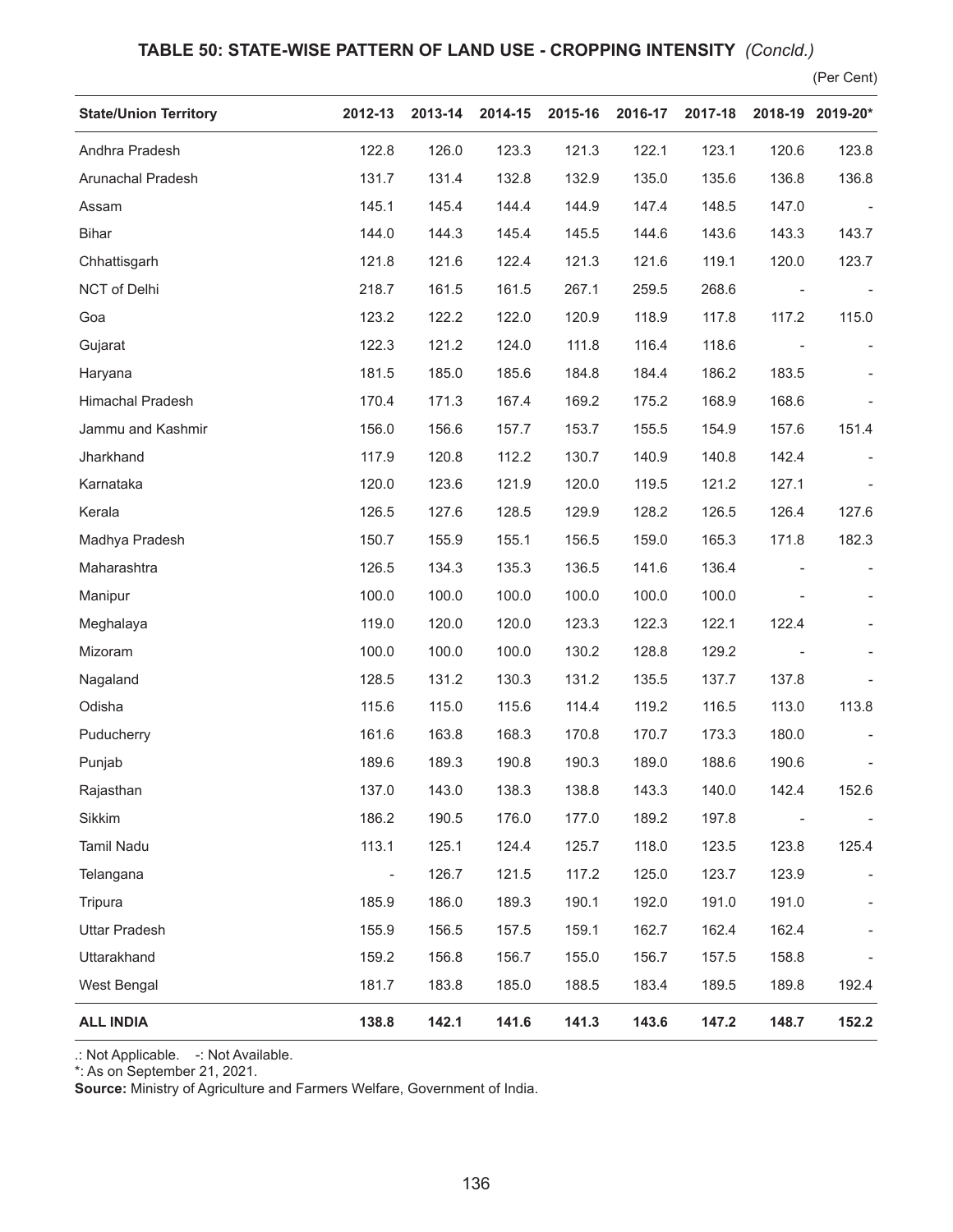## TABLE 50: STATE-WISE PATTERN OF LAND USE - CROPPING INTENSITY *(Concld.)*

(Per Cent)

| State/Union Territory | 2012-13 | 2013-14 | 2014-15 | 2015-16 | 2016-17 | 2017-18 | 2018-19 | 2019-20* |
|---|---|---|---|---|---|---|---|---|
| Andhra Pradesh | 122.8 | 126.0 | 123.3 | 121.3 | 122.1 | 123.1 | 120.6 | 123.8 |
| Arunachal Pradesh | 131.7 | 131.4 | 132.8 | 132.9 | 135.0 | 135.6 | 136.8 | 136.8 |
| Assam | 145.1 | 145.4 | 144.4 | 144.9 | 147.4 | 148.5 | 147.0 | - |
| Bihar | 144.0 | 144.3 | 145.4 | 145.5 | 144.6 | 143.6 | 143.3 | 143.7 |
| Chhattisgarh | 121.8 | 121.6 | 122.4 | 121.3 | 121.6 | 119.1 | 120.0 | 123.7 |
| NCT of Delhi | 218.7 | 161.5 | 161.5 | 267.1 | 259.5 | 268.6 | - | - |
| Goa | 123.2 | 122.2 | 122.0 | 120.9 | 118.9 | 117.8 | 117.2 | 115.0 |
| Gujarat | 122.3 | 121.2 | 124.0 | 111.8 | 116.4 | 118.6 | - | - |
| Haryana | 181.5 | 185.0 | 185.6 | 184.8 | 184.4 | 186.2 | 183.5 | - |
| Himachal Pradesh | 170.4 | 171.3 | 167.4 | 169.2 | 175.2 | 168.9 | 168.6 | - |
| Jammu and Kashmir | 156.0 | 156.6 | 157.7 | 153.7 | 155.5 | 154.9 | 157.6 | 151.4 |
| Jharkhand | 117.9 | 120.8 | 112.2 | 130.7 | 140.9 | 140.8 | 142.4 | - |
| Karnataka | 120.0 | 123.6 | 121.9 | 120.0 | 119.5 | 121.2 | 127.1 | - |
| Kerala | 126.5 | 127.6 | 128.5 | 129.9 | 128.2 | 126.5 | 126.4 | 127.6 |
| Madhya Pradesh | 150.7 | 155.9 | 155.1 | 156.5 | 159.0 | 165.3 | 171.8 | 182.3 |
| Maharashtra | 126.5 | 134.3 | 135.3 | 136.5 | 141.6 | 136.4 | - | - |
| Manipur | 100.0 | 100.0 | 100.0 | 100.0 | 100.0 | 100.0 | - | - |
| Meghalaya | 119.0 | 120.0 | 120.0 | 123.3 | 122.3 | 122.1 | 122.4 | - |
| Mizoram | 100.0 | 100.0 | 100.0 | 130.2 | 128.8 | 129.2 | - | - |
| Nagaland | 128.5 | 131.2 | 130.3 | 131.2 | 135.5 | 137.7 | 137.8 | - |
| Odisha | 115.6 | 115.0 | 115.6 | 114.4 | 119.2 | 116.5 | 113.0 | 113.8 |
| Puducherry | 161.6 | 163.8 | 168.3 | 170.8 | 170.7 | 173.3 | 180.0 | - |
| Punjab | 189.6 | 189.3 | 190.8 | 190.3 | 189.0 | 188.6 | 190.6 | - |
| Rajasthan | 137.0 | 143.0 | 138.3 | 138.8 | 143.3 | 140.0 | 142.4 | 152.6 |
| Sikkim | 186.2 | 190.5 | 176.0 | 177.0 | 189.2 | 197.8 | - | - |
| Tamil Nadu | 113.1 | 125.1 | 124.4 | 125.7 | 118.0 | 123.5 | 123.8 | 125.4 |
| Telangana | - | 126.7 | 121.5 | 117.2 | 125.0 | 123.7 | 123.9 | - |
| Tripura | 185.9 | 186.0 | 189.3 | 190.1 | 192.0 | 191.0 | 191.0 | - |
| Uttar Pradesh | 155.9 | 156.5 | 157.5 | 159.1 | 162.7 | 162.4 | 162.4 | - |
| Uttarakhand | 159.2 | 156.8 | 156.7 | 155.0 | 156.7 | 157.5 | 158.8 | - |
| West Bengal | 181.7 | 183.8 | 185.0 | 188.5 | 183.4 | 189.5 | 189.8 | 192.4 |
| **ALL INDIA** | **138.8** | **142.1** | **141.6** | **141.3** | **143.6** | **147.2** | **148.7** | **152.2** |

.: Not Applicable. -: Not Available.

*: As on September 21, 2021.

**Source:** Ministry of Agriculture and Farmers Welfare, Government of India.